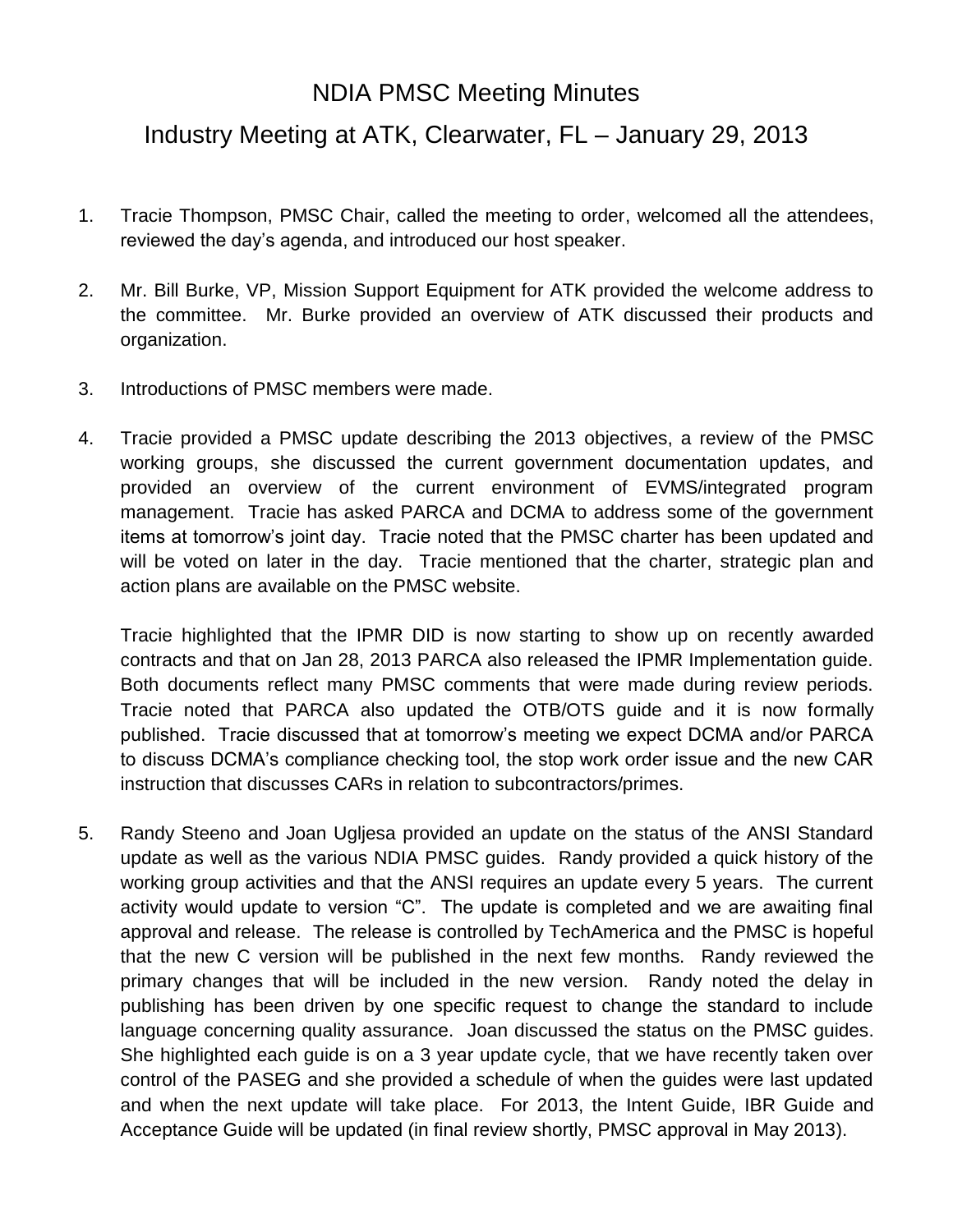# NDIA PMSC Meeting Minutes

## Industry Meeting at ATK, Clearwater, FL – January 29, 2013

1. Tracie Thompson, PMSC Chair, called the meeting to order, welcomed all the attendees, reviewed the day's agenda, and introduced our host speaker.

2. Mr. Bill Burke, VP, Mission Support Equipment for ATK provided the welcome address to the committee. Mr. Burke provided an overview of ATK discussed their products and organization.

3. Introductions of PMSC members were made.

4. Tracie provided a PMSC update describing the 2013 objectives, a review of the PMSC working groups, she discussed the current government documentation updates, and provided an overview of the current environment of EVMS/integrated program management. Tracie has asked PARCA and DCMA to address some of the government items at tomorrow's joint day. Tracie noted that the PMSC charter has been updated and will be voted on later in the day. Tracie mentioned that the charter, strategic plan and action plans are available on the PMSC website.

   Tracie highlighted that the IPMR DID is now starting to show up on recently awarded contracts and that on Jan 28, 2013 PARCA also released the IPMR Implementation guide. Both documents reflect many PMSC comments that were made during review periods. Tracie noted that PARCA also updated the OTB/OTS guide and it is now formally published. Tracie discussed that at tomorrow's meeting we expect DCMA and/or PARCA to discuss DCMA's compliance checking tool, the stop work order issue and the new CAR instruction that discusses CARs in relation to subcontractors/primes.

5. Randy Steeno and Joan Ugljesa provided an update on the status of the ANSI Standard update as well as the various NDIA PMSC guides. Randy provided a quick history of the working group activities and that the ANSI requires an update every 5 years. The current activity would update to version "C". The update is completed and we are awaiting final approval and release. The release is controlled by TechAmerica and the PMSC is hopeful that the new C version will be published in the next few months. Randy reviewed the primary changes that will be included in the new version. Randy noted the delay in publishing has been driven by one specific request to change the standard to include language concerning quality assurance. Joan discussed the status on the PMSC guides. She highlighted each guide is on a 3 year update cycle, that we have recently taken over control of the PASEG and she provided a schedule of when the guides were last updated and when the next update will take place. For 2013, the Intent Guide, IBR Guide and Acceptance Guide will be updated (in final review shortly, PMSC approval in May 2013).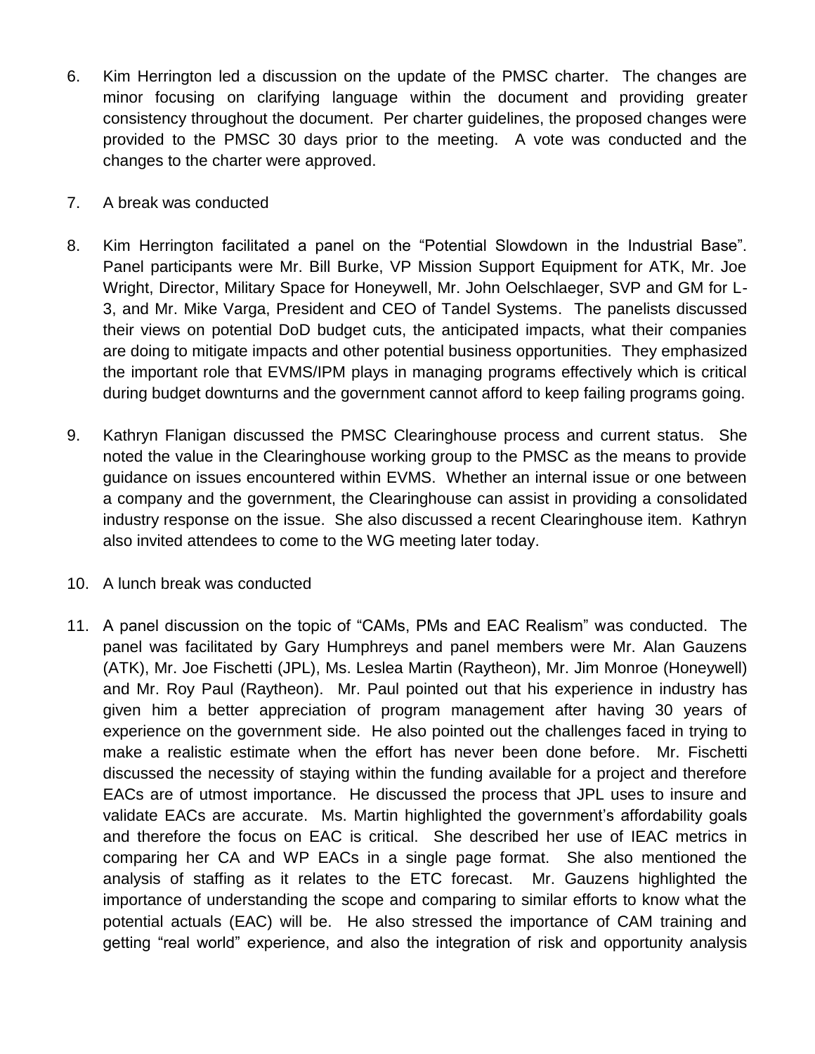6. Kim Herrington led a discussion on the update of the PMSC charter. The changes are minor focusing on clarifying language within the document and providing greater consistency throughout the document. Per charter guidelines, the proposed changes were provided to the PMSC 30 days prior to the meeting. A vote was conducted and the changes to the charter were approved.

7. A break was conducted

8. Kim Herrington facilitated a panel on the "Potential Slowdown in the Industrial Base". Panel participants were Mr. Bill Burke, VP Mission Support Equipment for ATK, Mr. Joe Wright, Director, Military Space for Honeywell, Mr. John Oelschlaeger, SVP and GM for L-3, and Mr. Mike Varga, President and CEO of Tandel Systems. The panelists discussed their views on potential DoD budget cuts, the anticipated impacts, what their companies are doing to mitigate impacts and other potential business opportunities. They emphasized the important role that EVMS/IPM plays in managing programs effectively which is critical during budget downturns and the government cannot afford to keep failing programs going.

9. Kathryn Flanigan discussed the PMSC Clearinghouse process and current status. She noted the value in the Clearinghouse working group to the PMSC as the means to provide guidance on issues encountered within EVMS. Whether an internal issue or one between a company and the government, the Clearinghouse can assist in providing a consolidated industry response on the issue. She also discussed a recent Clearinghouse item. Kathryn also invited attendees to come to the WG meeting later today.

10. A lunch break was conducted

11. A panel discussion on the topic of "CAMs, PMs and EAC Realism" was conducted. The panel was facilitated by Gary Humphreys and panel members were Mr. Alan Gauzens (ATK), Mr. Joe Fischetti (JPL), Ms. Leslea Martin (Raytheon), Mr. Jim Monroe (Honeywell) and Mr. Roy Paul (Raytheon). Mr. Paul pointed out that his experience in industry has given him a better appreciation of program management after having 30 years of experience on the government side. He also pointed out the challenges faced in trying to make a realistic estimate when the effort has never been done before. Mr. Fischetti discussed the necessity of staying within the funding available for a project and therefore EACs are of utmost importance. He discussed the process that JPL uses to insure and validate EACs are accurate. Ms. Martin highlighted the government's affordability goals and therefore the focus on EAC is critical. She described her use of IEAC metrics in comparing her CA and WP EACs in a single page format. She also mentioned the analysis of staffing as it relates to the ETC forecast. Mr. Gauzens highlighted the importance of understanding the scope and comparing to similar efforts to know what the potential actuals (EAC) will be. He also stressed the importance of CAM training and getting "real world" experience, and also the integration of risk and opportunity analysis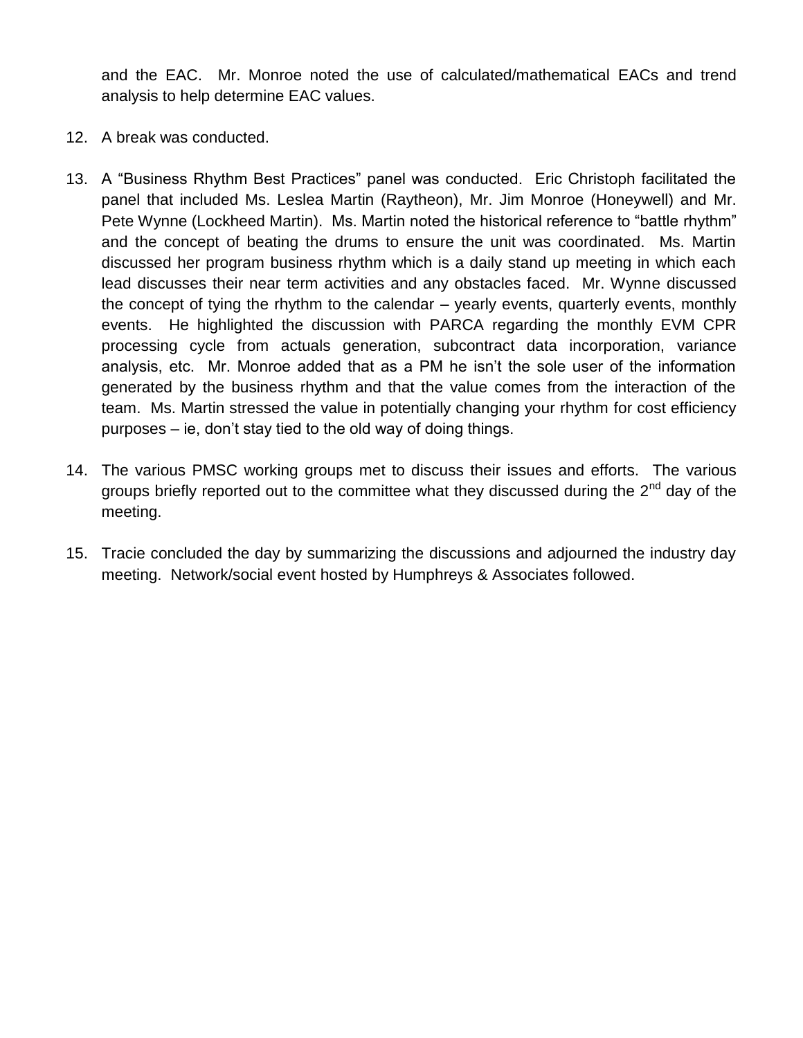and the EAC. Mr. Monroe noted the use of calculated/mathematical EACs and trend analysis to help determine EAC values.

12. A break was conducted.

13. A "Business Rhythm Best Practices" panel was conducted. Eric Christoph facilitated the panel that included Ms. Leslea Martin (Raytheon), Mr. Jim Monroe (Honeywell) and Mr. Pete Wynne (Lockheed Martin). Ms. Martin noted the historical reference to "battle rhythm" and the concept of beating the drums to ensure the unit was coordinated. Ms. Martin discussed her program business rhythm which is a daily stand up meeting in which each lead discusses their near term activities and any obstacles faced. Mr. Wynne discussed the concept of tying the rhythm to the calendar – yearly events, quarterly events, monthly events. He highlighted the discussion with PARCA regarding the monthly EVM CPR processing cycle from actuals generation, subcontract data incorporation, variance analysis, etc. Mr. Monroe added that as a PM he isn't the sole user of the information generated by the business rhythm and that the value comes from the interaction of the team. Ms. Martin stressed the value in potentially changing your rhythm for cost efficiency purposes – ie, don't stay tied to the old way of doing things.

14. The various PMSC working groups met to discuss their issues and efforts. The various groups briefly reported out to the committee what they discussed during the 2nd day of the meeting.

15. Tracie concluded the day by summarizing the discussions and adjourned the industry day meeting. Network/social event hosted by Humphreys & Associates followed.